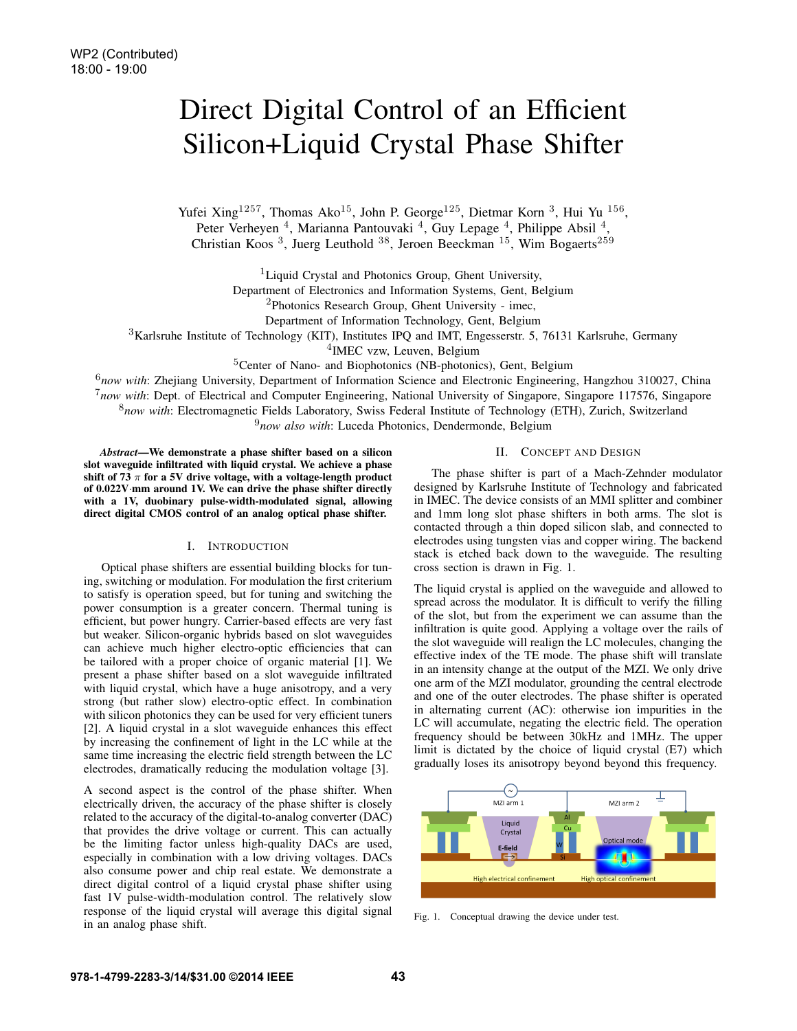WP2 (Contributed)
18:00 - 19:00

# Direct Digital Control of an Efficient Silicon+Liquid Crystal Phase Shifter

Yufei Xing[1257], Thomas Ako[15], John P. George[125], Dietmar Korn [3], Hui Yu [156], Peter Verheyen [4], Marianna Pantouvaki [4], Guy Lepage [4], Philippe Absil [4], Christian Koos [3], Juerg Leuthold [38], Jeroen Beeckman [15], Wim Bogaerts[259]

[1]Liquid Crystal and Photonics Group, Ghent University, Department of Electronics and Information Systems, Gent, Belgium
[2]Photonics Research Group, Ghent University - imec, Department of Information Technology, Gent, Belgium
[3]Karlsruhe Institute of Technology (KIT), Institutes IPQ and IMT, Engesserstr. 5, 76131 Karlsruhe, Germany
[4]IMEC vzw, Leuven, Belgium
[5]Center of Nano- and Biophotonics (NB-photonics), Gent, Belgium
[6]*now with*: Zhejiang University, Department of Information Science and Electronic Engineering, Hangzhou 310027, China
[7]*now with*: Dept. of Electrical and Computer Engineering, National University of Singapore, Singapore 117576, Singapore
[8]*now with*: Electromagnetic Fields Laboratory, Swiss Federal Institute of Technology (ETH), Zurich, Switzerland
[9]*now also with*: Luceda Photonics, Dendermonde, Belgium

***Abstract*—We demonstrate a phase shifter based on a silicon slot waveguide infiltrated with liquid crystal. We achieve a phase shift of 73 $\pi$ for a 5V drive voltage, with a voltage-length product of 0.022V·mm around 1V. We can drive the phase shifter directly with a 1V, duobinary pulse-width-modulated signal, allowing direct digital CMOS control of an analog optical phase shifter.**

## I. Introduction

Optical phase shifters are essential building blocks for tuning, switching or modulation. For modulation the first criterium to satisfy is operation speed, but for tuning and switching the power consumption is a greater concern. Thermal tuning is efficient, but power hungry. Carrier-based effects are very fast but weaker. Silicon-organic hybrids based on slot waveguides can achieve much higher electro-optic efficiencies that can be tailored with a proper choice of organic material [1]. We present a phase shifter based on a slot waveguide infiltrated with liquid crystal, which have a huge anisotropy, and a very strong (but rather slow) electro-optic effect. In combination with silicon photonics they can be used for very efficient tuners [2]. A liquid crystal in a slot waveguide enhances this effect by increasing the confinement of light in the LC while at the same time increasing the electric field strength between the LC electrodes, dramatically reducing the modulation voltage [3].

A second aspect is the control of the phase shifter. When electrically driven, the accuracy of the phase shifter is closely related to the accuracy of the digital-to-analog converter (DAC) that provides the drive voltage or current. This can actually be the limiting factor unless high-quality DACs are used, especially in combination with a low driving voltages. DACs also consume power and chip real estate. We demonstrate a direct digital control of a liquid crystal phase shifter using fast 1V pulse-width-modulation control. The relatively slow response of the liquid crystal will average this digital signal in an analog phase shift.

## II. Concept and Design

The phase shifter is part of a Mach-Zehnder modulator designed by Karlsruhe Institute of Technology and fabricated in IMEC. The device consists of an MMI splitter and combiner and 1mm long slot phase shifters in both arms. The slot is contacted through a thin doped silicon slab, and connected to electrodes using tungsten vias and copper wiring. The backend stack is etched back down to the waveguide. The resulting cross section is drawn in Fig. 1.

The liquid crystal is applied on the waveguide and allowed to spread across the modulator. It is difficult to verify the filling of the slot, but from the experiment we can assume than the infiltration is quite good. Applying a voltage over the rails of the slot waveguide will realign the LC molecules, changing the effective index of the TE mode. The phase shift will translate in an intensity change at the output of the MZI. We only drive one arm of the MZI modulator, grounding the central electrode and one of the outer electrodes. The phase shifter is operated in alternating current (AC): otherwise ion impurities in the LC will accumulate, negating the electric field. The operation frequency should be between 30kHz and 1MHz. The upper limit is dictated by the choice of liquid crystal (E7) which gradually loses its anisotropy beyond beyond this frequency.

Fig. 1. Conceptual drawing the device under test.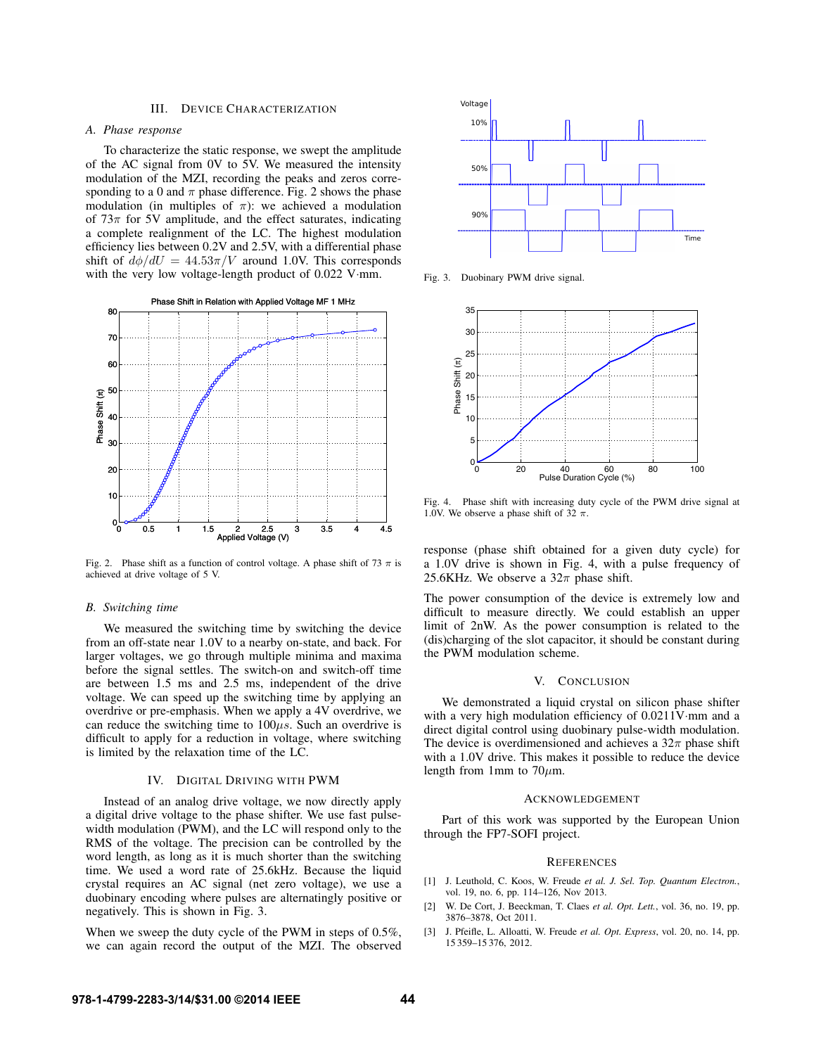## III. Device Characterization

### A. Phase response

To characterize the static response, we swept the amplitude of the AC signal from 0V to 5V. We measured the intensity modulation of the MZI, recording the peaks and zeros corresponding to a 0 and $\pi$ phase difference. Fig. 2 shows the phase modulation (in multiples of $\pi$): we achieved a modulation of $73\pi$ for 5V amplitude, and the effect saturates, indicating a complete realignment of the LC. The highest modulation efficiency lies between 0.2V and 2.5V, with a differential phase shift of $d\phi/dU = 44.53\pi/V$ around 1.0V. This corresponds with the very low voltage-length product of 0.022 V·mm.

Phase Shift in Relation with Applied Voltage MF 1 MHz

Phase Shift (π)

Applied Voltage (V)

0, 0.5, 1, 1.5, 2, 2.5, 3, 3.5, 4, 4.5

0, 10, 20, 30, 40, 50, 60, 70, 80

Fig. 2. Phase shift as a function of control voltage. A phase shift of 73 $\pi$ is achieved at drive voltage of 5 V.

### B. Switching time

We measured the switching time by switching the device from an off-state near 1.0V to a nearby on-state, and back. For larger voltages, we go through multiple minima and maxima before the signal settles. The switch-on and switch-off time are between 1.5 ms and 2.5 ms, independent of the drive voltage. We can speed up the switching time by applying an overdrive or pre-emphasis. When we apply a 4V overdrive, we can reduce the switching time to 100$\mu s$. Such an overdrive is difficult to apply for a reduction in voltage, where switching is limited by the relaxation time of the LC.

## IV. Digital Driving with PWM

Instead of an analog drive voltage, we now directly apply a digital drive voltage to the phase shifter. We use fast pulse-width modulation (PWM), and the LC will respond only to the RMS of the voltage. The precision can be controlled by the word length, as long as it is much shorter than the switching time. We used a word rate of 25.6kHz. Because the liquid crystal requires an AC signal (net zero voltage), we use a duobinary encoding where pulses are alternatingly positive or negatively. This is shown in Fig. 3.

When we sweep the duty cycle of the PWM in steps of 0.5%, we can again record the output of the MZI. The observed response (phase shift obtained for a given duty cycle) for a 1.0V drive is shown in Fig. 4, with a pulse frequency of 25.6KHz. We observe a $32\pi$ phase shift.

Voltage

10%

50%

90%

Time

Fig. 3. Duobinary PWM drive signal.

Phase Shift (π)

Pulse Duration Cycle (%)

0, 20, 40, 60, 80, 100

0, 5, 10, 15, 20, 25, 30, 35

Fig. 4. Phase shift with increasing duty cycle of the PWM drive signal at 1.0V. We observe a phase shift of 32 $\pi$.

The power consumption of the device is extremely low and difficult to measure directly. We could establish an upper limit of 2nW. As the power consumption is related to the (dis)charging of the slot capacitor, it should be constant during the PWM modulation scheme.

## V. Conclusion

We demonstrated a liquid crystal on silicon phase shifter with a very high modulation efficiency of 0.0211V·mm and a direct digital control using duobinary pulse-width modulation. The device is overdimensioned and achieves a $32\pi$ phase shift with a 1.0V drive. This makes it possible to reduce the device length from 1mm to 70$\mu$m.

## Acknowledgement

Part of this work was supported by the European Union through the FP7-SOFI project.

## References

[1] J. Leuthold, C. Koos, W. Freude *et al. J. Sel. Top. Quantum Electron.*, vol. 19, no. 6, pp. 114–126, Nov 2013.

[2] W. De Cort, J. Beeckman, T. Claes *et al. Opt. Lett.*, vol. 36, no. 19, pp. 3876–3878, Oct 2011.

[3] J. Pfeifle, L. Alloatti, W. Freude *et al. Opt. Express*, vol. 20, no. 14, pp. 15 359–15 376, 2012.